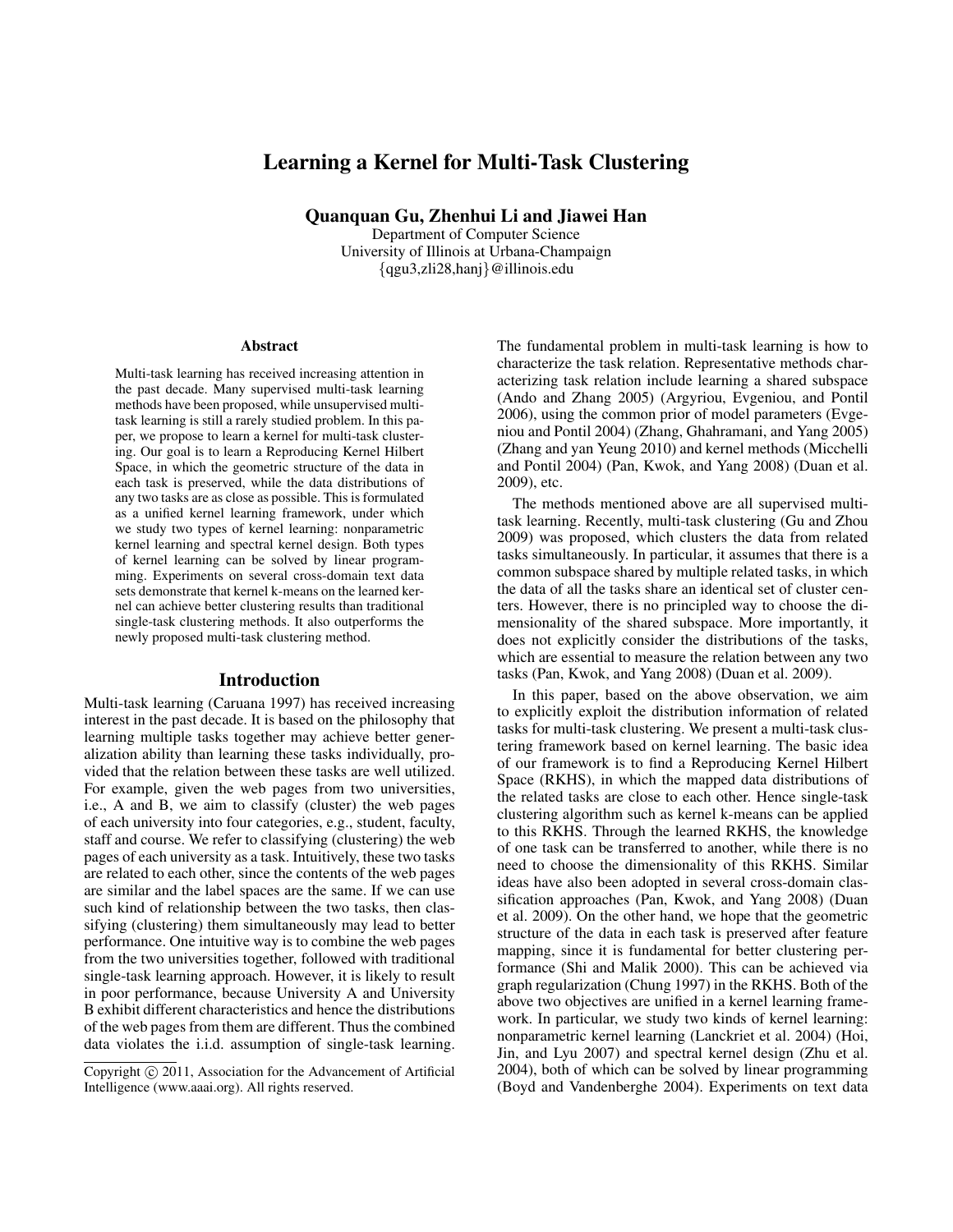# Learning a Kernel for Multi-Task Clustering

**Quanquan Gu, Zhenhui Li and Jiawei Han**

Department of Computer Science
University of Illinois at Urbana-Champaign
{qgu3,zli28,hanj}@illinois.edu

## Abstract

Multi-task learning has received increasing attention in the past decade. Many supervised multi-task learning methods have been proposed, while unsupervised multi-task learning is still a rarely studied problem. In this paper, we propose to learn a kernel for multi-task clustering. Our goal is to learn a Reproducing Kernel Hilbert Space, in which the geometric structure of the data in each task is preserved, while the data distributions of any two tasks are as close as possible. This is formulated as a unified kernel learning framework, under which we study two types of kernel learning: nonparametric kernel learning and spectral kernel design. Both types of kernel learning can be solved by linear programming. Experiments on several cross-domain text data sets demonstrate that kernel k-means on the learned kernel can achieve better clustering results than traditional single-task clustering methods. It also outperforms the newly proposed multi-task clustering method.

## Introduction

Multi-task learning (Caruana 1997) has received increasing interest in the past decade. It is based on the philosophy that learning multiple tasks together may achieve better generalization ability than learning these tasks individually, provided that the relation between these tasks are well utilized. For example, given the web pages from two universities, i.e., A and B, we aim to classify (cluster) the web pages of each university into four categories, e.g., student, faculty, staff and course. We refer to classifying (clustering) the web pages of each university as a task. Intuitively, these two tasks are related to each other, since the contents of the web pages are similar and the label spaces are the same. If we can use such kind of relationship between the two tasks, then classifying (clustering) them simultaneously may lead to better performance. One intuitive way is to combine the web pages from the two universities together, followed with traditional single-task learning approach. However, it is likely to result in poor performance, because University A and University B exhibit different characteristics and hence the distributions of the web pages from them are different. Thus the combined data violates the i.i.d. assumption of single-task learning. The fundamental problem in multi-task learning is how to characterize the task relation. Representative methods characterizing task relation include learning a shared subspace (Ando and Zhang 2005) (Argyriou, Evgeniou, and Pontil 2006), using the common prior of model parameters (Evgeniou and Pontil 2004) (Zhang, Ghahramani, and Yang 2005) (Zhang and yan Yeung 2010) and kernel methods (Micchelli and Pontil 2004) (Pan, Kwok, and Yang 2008) (Duan et al. 2009), etc.

The methods mentioned above are all supervised multi-task learning. Recently, multi-task clustering (Gu and Zhou 2009) was proposed, which clusters the data from related tasks simultaneously. In particular, it assumes that there is a common subspace shared by multiple related tasks, in which the data of all the tasks share an identical set of cluster centers. However, there is no principled way to choose the dimensionality of the shared subspace. More importantly, it does not explicitly consider the distributions of the tasks, which are essential to measure the relation between any two tasks (Pan, Kwok, and Yang 2008) (Duan et al. 2009).

In this paper, based on the above observation, we aim to explicitly exploit the distribution information of related tasks for multi-task clustering. We present a multi-task clustering framework based on kernel learning. The basic idea of our framework is to find a Reproducing Kernel Hilbert Space (RKHS), in which the mapped data distributions of the related tasks are close to each other. Hence single-task clustering algorithm such as kernel k-means can be applied to this RKHS. Through the learned RKHS, the knowledge of one task can be transferred to another, while there is no need to choose the dimensionality of this RKHS. Similar ideas have also been adopted in several cross-domain classification approaches (Pan, Kwok, and Yang 2008) (Duan et al. 2009). On the other hand, we hope that the geometric structure of the data in each task is preserved after feature mapping, since it is fundamental for better clustering performance (Shi and Malik 2000). This can be achieved via graph regularization (Chung 1997) in the RKHS. Both of the above two objectives are unified in a kernel learning framework. In particular, we study two kinds of kernel learning: nonparametric kernel learning (Lanckriet et al. 2004) (Hoi, Jin, and Lyu 2007) and spectral kernel design (Zhu et al. 2004), both of which can be solved by linear programming (Boyd and Vandenberghe 2004). Experiments on text data

Copyright © 2011, Association for the Advancement of Artificial Intelligence (www.aaai.org). All rights reserved.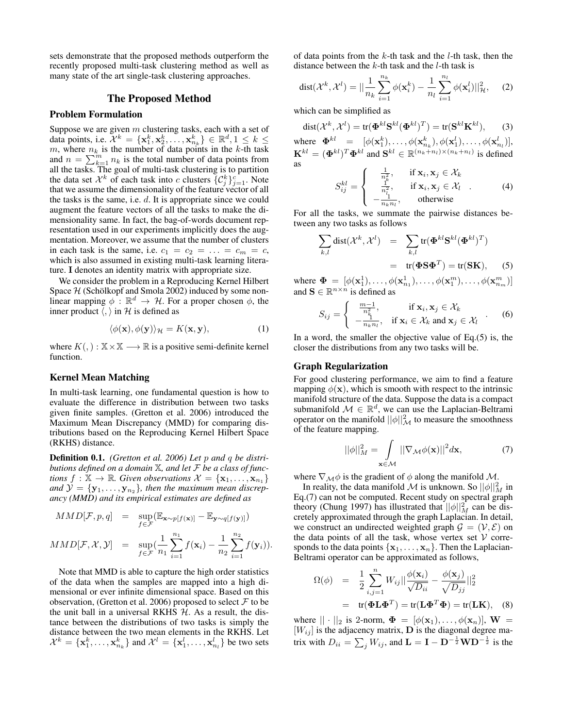sets demonstrate that the proposed methods outperform the recently proposed multi-task clustering method as well as many state of the art single-task clustering approaches.

# The Proposed Method

## Problem Formulation

Suppose we are given $m$ clustering tasks, each with a set of data points, i.e. $\mathcal{X}^k = \{\mathbf{x}_1^k, \mathbf{x}_2^k, \ldots, \mathbf{x}_{n_k}^k\} \in \mathbb{R}^d, 1 \le k \le m$, where $n_k$ is the number of data points in the $k$-th task and $n = \sum_{k=1}^m n_k$ is the total number of data points from all the tasks. The goal of multi-task clustering is to partition the data set $\mathcal{X}^k$ of each task into $c$ clusters $\{\mathcal{C}_j^k\}_{j=1}^c$. Note that we assume the dimensionality of the feature vector of all the tasks is the same, i.e. $d$. It is appropriate since we could augment the feature vectors of all the tasks to make the dimensionality same. In fact, the bag-of-words document representation used in our experiments implicitly does the augmentation. Moreover, we assume that the number of clusters in each task is the same, i.e. $c_1 = c_2 = \ldots = c_m = c$, which is also assumed in existing multi-task learning literature. $\mathbf{I}$ denotes an identity matrix with appropriate size.

We consider the problem in a Reproducing Kernel Hilbert Space $\mathcal{H}$ (Schölkopf and Smola 2002) induced by some nonlinear mapping $\phi : \mathbb{R}^d \to \mathcal{H}$. For a proper chosen $\phi$, the inner product $\langle , \rangle$ in $\mathcal{H}$ is defined as

$$\langle \phi(\mathbf{x}), \phi(\mathbf{y}) \rangle_{\mathcal{H}} = K(\mathbf{x}, \mathbf{y}), \tag{1}$$

where $K(,) : \mathbb{X} \times \mathbb{X} \longrightarrow \mathbb{R}$ is a positive semi-definite kernel function.

## Kernel Mean Matching

In multi-task learning, one fundamental question is how to evaluate the difference in distribution between two tasks given finite samples. (Gretton et al. 2006) introduced the Maximum Mean Discrepancy (MMD) for comparing distributions based on the Reproducing Kernel Hilbert Space (RKHS) distance.

**Definition 0.1.** *(Gretton et al. 2006) Let $p$ and $q$ be distributions defined on a domain $\mathbb{X}$, and let $\mathcal{F}$ be a class of functions $f : \mathbb{X} \to \mathbb{R}$. Given observations $\mathcal{X} = \{\mathbf{x}_1, \ldots, \mathbf{x}_{n_1}\}$ and $\mathcal{Y} = \{\mathbf{y}_1, \ldots, \mathbf{y}_{n_2}\}$, then the maximum mean discrepancy (MMD) and its empirical estimates are defined as*

$$\begin{aligned} MMD[\mathcal{F}, p, q] &= \sup_{f \in \mathcal{F}} (\mathbb{E}_{\mathbf{x} \sim p[f(\mathbf{x})]} - \mathbb{E}_{\mathbf{y} \sim q[f(\mathbf{y})]}) \\ MMD[\mathcal{F}, \mathcal{X}, \mathcal{Y}] &= \sup_{f \in \mathcal{F}} (\frac{1}{n_1} \sum_{i=1}^{n_1} f(\mathbf{x}_i) - \frac{1}{n_2} \sum_{i=1}^{n_2} f(\mathbf{y}_i)). \end{aligned}$$

Note that MMD is able to capture the high order statistics of the data when the samples are mapped into a high dimensional or ever infinite dimensional space. Based on this observation, (Gretton et al. 2006) proposed to select $\mathcal{F}$ to be the unit ball in a universal RKHS $\mathcal{H}$. As a result, the distance between the distributions of two tasks is simply the distance between the two mean elements in the RKHS. Let $\mathcal{X}^k = \{\mathbf{x}_1^k, \ldots, \mathbf{x}_{n_k}^k\}$ and $\mathcal{X}^l = \{\mathbf{x}_1^l, \ldots, \mathbf{x}_{n_l}^l\}$ be two sets of data points from the $k$-th task and the $l$-th task, then the distance between the $k$-th task and the $l$-th task is

$$\text{dist}(\mathcal{X}^k, \mathcal{X}^l) = || \frac{1}{n_k} \sum_{i=1}^{n_k} \phi(\mathbf{x}_i^k) - \frac{1}{n_l} \sum_{i=1}^{n_l} \phi(\mathbf{x}_i^l) ||_{\mathcal{H}}^2, \tag{2}$$

which can be simplified as

$$\text{dist}(\mathcal{X}^k, \mathcal{X}^l) = \text{tr}(\mathbf{\Phi}^{kl} \mathbf{S}^{kl} (\mathbf{\Phi}^{kl})^T) = \text{tr}(\mathbf{S}^{kl} \mathbf{K}^{kl}), \tag{3}$$

where $\mathbf{\Phi}^{kl} = [\phi(\mathbf{x}_1^k), \ldots, \phi(\mathbf{x}_{n_k}^k), \phi(\mathbf{x}_1^l), \ldots, \phi(\mathbf{x}_{n_l}^l)]$, $\mathbf{K}^{kl} = (\mathbf{\Phi}^{kl})^T \mathbf{\Phi}^{kl}$ and $\mathbf{S}^{kl} \in \mathbb{R}^{(n_k+n_l) \times (n_k+n_l)}$ is defined as

$$S_{ij}^{kl} = \begin{cases} \frac{1}{n_k^2}, & \text{if } \mathbf{x}_i, \mathbf{x}_j \in \mathcal{X}_k \\ \frac{1}{n_l^2}, & \text{if } \mathbf{x}_i, \mathbf{x}_j \in \mathcal{X}_l \\ -\frac{1}{n_k n_l}, & \text{otherwise} \end{cases}. \tag{4}$$

For all the tasks, we summate the pairwise distances between any two tasks as follows

$$\begin{aligned} \sum_{k,l} \text{dist}(\mathcal{X}^k, \mathcal{X}^l) &= \sum_{k,l} \text{tr}(\mathbf{\Phi}^{kl} \mathbf{S}^{kl} (\mathbf{\Phi}^{kl})^T) \\ &= \text{tr}(\mathbf{\Phi} \mathbf{S} \mathbf{\Phi}^T) = \text{tr}(\mathbf{S} \mathbf{K}), \end{aligned} \tag{5}$$

where $\mathbf{\Phi} = [\phi(\mathbf{x}_1^1), \ldots, \phi(\mathbf{x}_{n_1}^1), \ldots, \phi(\mathbf{x}_1^m), \ldots, \phi(\mathbf{x}_{n_m}^m)]$ and $\mathbf{S} \in \mathbb{R}^{n \times n}$ is defined as

$$S_{ij} = \begin{cases} \frac{m-1}{n_k^2}, & \text{if } \mathbf{x}_i, \mathbf{x}_j \in \mathcal{X}_k \\ -\frac{1}{n_k n_l}, & \text{if } \mathbf{x}_i \in \mathcal{X}_k \text{ and } \mathbf{x}_j \in \mathcal{X}_l \end{cases}. \tag{6}$$

In a word, the smaller the objective value of Eq.(5) is, the closer the distributions from any two tasks will be.

## Graph Regularization

For good clustering performance, we aim to find a feature mapping $\phi(\mathbf{x})$, which is smooth with respect to the intrinsic manifold structure of the data. Suppose the data is a compact submanifold $\mathcal{M} \in \mathbb{R}^d$, we can use the Laplacian-Beltrami operator on the manifold $||\phi||_{\mathcal{M}}^2$ to measure the smoothness of the feature mapping.

$$||\phi||_M^2 = \int_{\mathbf{x} \in \mathcal{M}} ||\nabla_{\mathcal{M}} \phi(\mathbf{x})||^2 d\mathbf{x}, \tag{7}$$

where $\nabla_{\mathcal{M}} \phi$ is the gradient of $\phi$ along the manifold $\mathcal{M}$.

In reality, the data manifold $\mathcal{M}$ is unknown. So $||\phi||_M^2$ in Eq.(7) can not be computed. Recent study on spectral graph theory (Chung 1997) has illustrated that $||\phi||_M^2$ can be discretely approximated through the graph Laplacian. In detail, we construct an undirected weighted graph $\mathcal{G} = (\mathcal{V}, \mathcal{E})$ on the data points of all the task, whose vertex set $\mathcal{V}$ corresponds to the data points $\{\mathbf{x}_1, \ldots, \mathbf{x}_n\}$. Then the Laplacian-Beltrami operator can be approximated as follows,

$$\begin{aligned} \Omega(\phi) &= \frac{1}{2} \sum_{i,j=1}^n W_{ij} || \frac{\phi(\mathbf{x}_i)}{\sqrt{D_{ii}}} - \frac{\phi(\mathbf{x}_j)}{\sqrt{D_{jj}}} ||_2^2 \\ &= \text{tr}(\mathbf{\Phi} \mathbf{L} \mathbf{\Phi}^T) = \text{tr}(\mathbf{L} \mathbf{\Phi}^T \mathbf{\Phi}) = \text{tr}(\mathbf{L} \mathbf{K}), \end{aligned} \tag{8}$$

where $|| \cdot ||_2$ is 2-norm, $\mathbf{\Phi} = [\phi(\mathbf{x}_1), \ldots, \phi(\mathbf{x}_n)]$, $\mathbf{W} = [W_{ij}]$ is the adjacency matrix, $\mathbf{D}$ is the diagonal degree matrix with $D_{ii} = \sum_j W_{ij}$, and $\mathbf{L} = \mathbf{I} - \mathbf{D}^{-\frac{1}{2}} \mathbf{W} \mathbf{D}^{-\frac{1}{2}}$ is the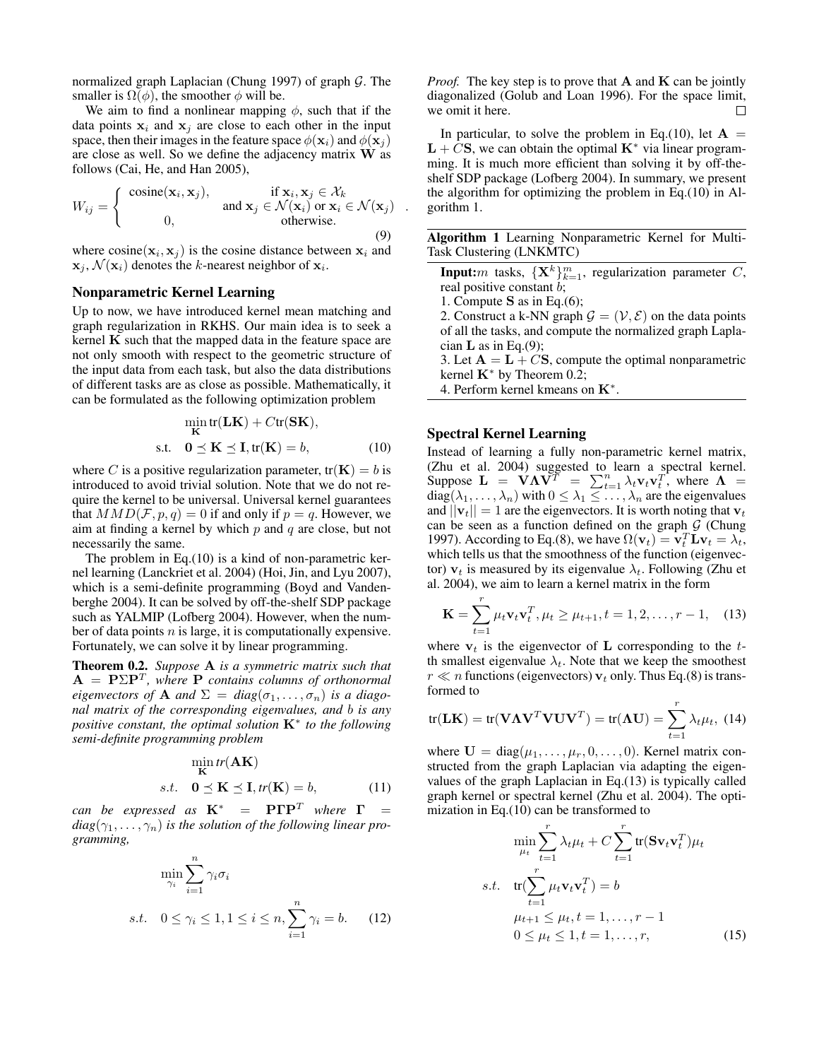normalized graph Laplacian (Chung 1997) of graph $\mathcal{G}$. The smaller is $\Omega(\phi)$, the smoother $\phi$ will be.

We aim to find a nonlinear mapping $\phi$, such that if the data points $\mathbf{x}_i$ and $\mathbf{x}_j$ are close to each other in the input space, then their images in the feature space $\phi(\mathbf{x}_i)$ and $\phi(\mathbf{x}_j)$ are close as well. So we define the adjacency matrix $\mathbf{W}$ as follows (Cai, He, and Han 2005),

$$W_{ij} = \begin{cases} \text{cosine}(\mathbf{x}_i, \mathbf{x}_j), & \text{if } \mathbf{x}_i, \mathbf{x}_j \in \mathcal{X}_k \\ & \text{and } \mathbf{x}_j \in \mathcal{N}(\mathbf{x}_i) \text{ or } \mathbf{x}_i \in \mathcal{N}(\mathbf{x}_j) \\ 0, & \text{otherwise.} \end{cases} \quad (9)$$

where $\text{cosine}(\mathbf{x}_i, \mathbf{x}_j)$ is the cosine distance between $\mathbf{x}_i$ and $\mathbf{x}_j$, $\mathcal{N}(\mathbf{x}_i)$ denotes the $k$-nearest neighbor of $\mathbf{x}_i$.

### Nonparametric Kernel Learning

Up to now, we have introduced kernel mean matching and graph regularization in RKHS. Our main idea is to seek a kernel $\mathbf{K}$ such that the mapped data in the feature space are not only smooth with respect to the geometric structure of the input data from each task, but also the data distributions of different tasks are as close as possible. Mathematically, it can be formulated as the following optimization problem

$$\min_{\mathbf{K}} \text{tr}(\mathbf{LK}) + C\text{tr}(\mathbf{SK}),$$
$$\text{s.t.} \quad \mathbf{0} \preceq \mathbf{K} \preceq \mathbf{I}, \text{tr}(\mathbf{K}) = b, \quad (10)$$

where $C$ is a positive regularization parameter, $\text{tr}(\mathbf{K}) = b$ is introduced to avoid trivial solution. Note that we do not require the kernel to be universal. Universal kernel guarantees that $MMD(\mathcal{F}, p, q) = 0$ if and only if $p = q$. However, we aim at finding a kernel by which $p$ and $q$ are close, but not necessarily the same.

The problem in Eq.(10) is a kind of non-parametric kernel learning (Lanckriet et al. 2004) (Hoi, Jin, and Lyu 2007), which is a semi-definite programming (Boyd and Vandenberghe 2004). It can be solved by off-the-shelf SDP package such as YALMIP (Lofberg 2004). However, when the number of data points $n$ is large, it is computationally expensive. Fortunately, we can solve it by linear programming.

**Theorem 0.2.** *Suppose* $\mathbf{A}$ *is a symmetric matrix such that* $\mathbf{A} = \mathbf{P}\Sigma\mathbf{P}^T$, *where* $\mathbf{P}$ *contains columns of orthonormal eigenvectors of* $\mathbf{A}$ *and* $\Sigma = diag(\sigma_1, \ldots, \sigma_n)$ *is a diagonal matrix of the corresponding eigenvalues, and* $b$ *is any positive constant, the optimal solution* $\mathbf{K}^*$ *to the following semi-definite programming problem*

$$\min_{\mathbf{K}} tr(\mathbf{AK})$$
$$s.t. \quad \mathbf{0} \preceq \mathbf{K} \preceq \mathbf{I}, tr(\mathbf{K}) = b, \quad (11)$$

*can be expressed as* $\mathbf{K}^* = \mathbf{P}\mathbf{\Gamma}\mathbf{P}^T$ *where* $\mathbf{\Gamma} = diag(\gamma_1, \ldots, \gamma_n)$ *is the solution of the following linear programming,*

$$\min_{\gamma_i} \sum_{i=1}^{n} \gamma_i \sigma_i$$
$$s.t. \quad 0 \leq \gamma_i \leq 1, 1 \leq i \leq n, \sum_{i=1}^{n} \gamma_i = b. \quad (12)$$

*Proof.* The key step is to prove that $\mathbf{A}$ and $\mathbf{K}$ can be jointly diagonalized (Golub and Loan 1996). For the space limit, we omit it here. $\square$

In particular, to solve the problem in Eq.(10), let $\mathbf{A} = \mathbf{L} + C\mathbf{S}$, we can obtain the optimal $\mathbf{K}^*$ via linear programming. It is much more efficient than solving it by off-the-shelf SDP package (Lofberg 2004). In summary, we present the algorithm for optimizing the problem in Eq.(10) in Algorithm 1.

**Algorithm 1** Learning Nonparametric Kernel for Multi-Task Clustering (LNKMTC)

**Input:** $m$ tasks, $\{\mathbf{X}^k\}_{k=1}^m$, regularization parameter $C$, real positive constant $b$;
1. Compute $\mathbf{S}$ as in Eq.(6);
2. Construct a k-NN graph $\mathcal{G} = (\mathcal{V}, \mathcal{E})$ on the data points of all the tasks, and compute the normalized graph Laplacian $\mathbf{L}$ as in Eq.(9);
3. Let $\mathbf{A} = \mathbf{L} + C\mathbf{S}$, compute the optimal nonparametric kernel $\mathbf{K}^*$ by Theorem 0.2;
4. Perform kernel kmeans on $\mathbf{K}^*$.

### Spectral Kernel Learning

Instead of learning a fully non-parametric kernel matrix, (Zhu et al. 2004) suggested to learn a spectral kernel. Suppose $\mathbf{L} = \mathbf{V}\mathbf{\Lambda}\mathbf{V}^T = \sum_{t=1}^{n} \lambda_t \mathbf{v}_t \mathbf{v}_t^T$, where $\mathbf{\Lambda} = \text{diag}(\lambda_1, \ldots, \lambda_n)$ with $0 \leq \lambda_1 \leq \ldots, \lambda_n$ are the eigenvalues and $||\mathbf{v}_t|| = 1$ are the eigenvectors. It is worth noting that $\mathbf{v}_t$ can be seen as a function defined on the graph $\mathcal{G}$ (Chung 1997). According to Eq.(8), we have $\Omega(\mathbf{v}_t) = \mathbf{v}_t^T \mathbf{L} \mathbf{v}_t = \lambda_t$, which tells us that the smoothness of the function (eigenvector) $\mathbf{v}_t$ is measured by its eigenvalue $\lambda_t$. Following (Zhu et al. 2004), we aim to learn a kernel matrix in the form

$$\mathbf{K} = \sum_{t=1}^{r} \mu_t \mathbf{v}_t \mathbf{v}_t^T, \mu_t \geq \mu_{t+1}, t = 1, 2, \ldots, r-1, \quad (13)$$

where $\mathbf{v}_t$ is the eigenvector of $\mathbf{L}$ corresponding to the $t$-th smallest eigenvalue $\lambda_t$. Note that we keep the smoothest $r \ll n$ functions (eigenvectors) $\mathbf{v}_t$ only. Thus Eq.(8) is transformed to

$$\text{tr}(\mathbf{LK}) = \text{tr}(\mathbf{V}\mathbf{\Lambda}\mathbf{V}^T\mathbf{V}\mathbf{U}\mathbf{V}^T) = \text{tr}(\mathbf{\Lambda}\mathbf{U}) = \sum_{t=1}^{r} \lambda_t \mu_t, \quad (14)$$

where $\mathbf{U} = \text{diag}(\mu_1, \ldots, \mu_r, 0, \ldots, 0)$. Kernel matrix constructed from the graph Laplacian via adapting the eigenvalues of the graph Laplacian in Eq.(13) is typically called graph kernel or spectral kernel (Zhu et al. 2004). The optimization in Eq.(10) can be transformed to

$$\min_{\mu_t} \sum_{t=1}^{r} \lambda_t \mu_t + C \sum_{t=1}^{r} \text{tr}(\mathbf{S}\mathbf{v}_t\mathbf{v}_t^T)\mu_t$$
$$s.t. \quad \text{tr}(\sum_{t=1}^{r} \mu_t \mathbf{v}_t \mathbf{v}_t^T) = b$$
$$\mu_{t+1} \leq \mu_t, t = 1, \ldots, r-1$$
$$0 \leq \mu_t \leq 1, t = 1, \ldots, r, \quad (15)$$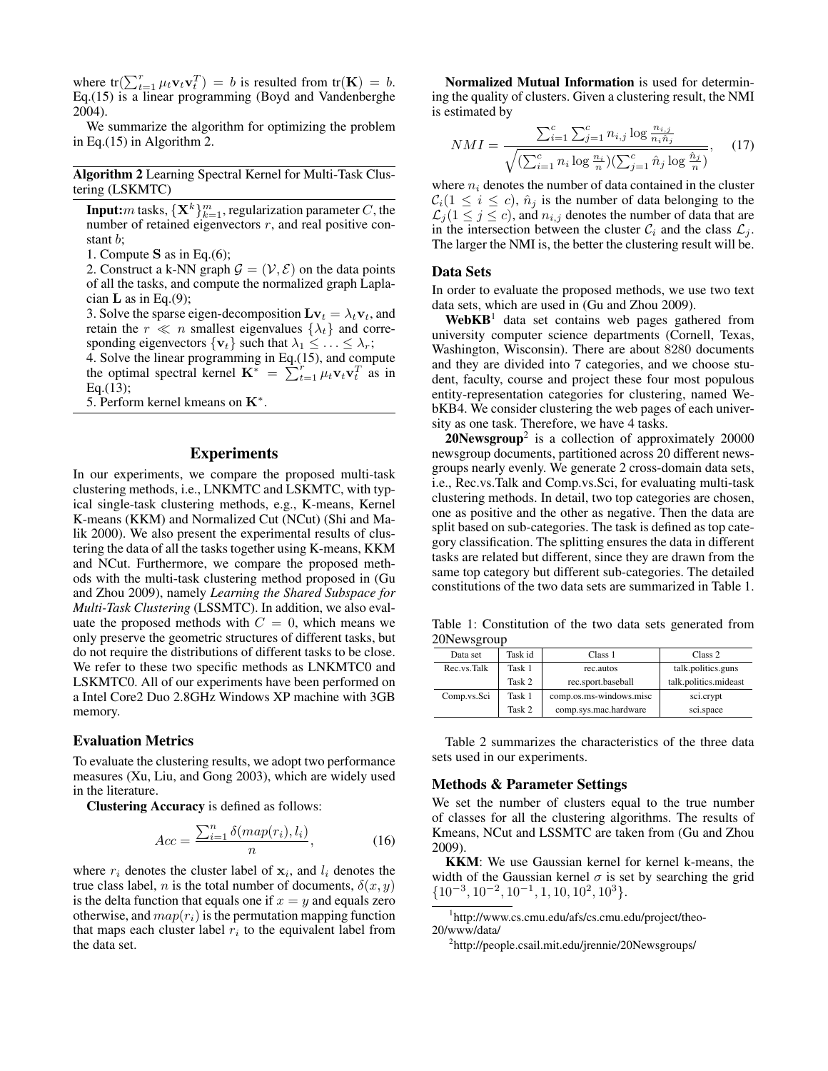where $\text{tr}(\sum_{t=1}^{r} \mu_t \mathbf{v}_t \mathbf{v}_t^T) = b$ is resulted from $\text{tr}(\mathbf{K}) = b$. Eq.(15) is a linear programming (Boyd and Vandenberghe 2004).

We summarize the algorithm for optimizing the problem in Eq.(15) in Algorithm 2.

**Algorithm 2** Learning Spectral Kernel for Multi-Task Clustering (LSKMTC)

**Input:** $m$ tasks, $\{\mathbf{X}^k\}_{k=1}^m$, regularization parameter $C$, the number of retained eigenvectors $r$, and real positive constant $b$;

1. Compute $\mathbf{S}$ as in Eq.(6);
2. Construct a k-NN graph $\mathcal{G} = (\mathcal{V}, \mathcal{E})$ on the data points of all the tasks, and compute the normalized graph Laplacian $\mathbf{L}$ as in Eq.(9);
3. Solve the sparse eigen-decomposition $\mathbf{L}\mathbf{v}_t = \lambda_t \mathbf{v}_t$, and retain the $r \ll n$ smallest eigenvalues $\{\lambda_t\}$ and corresponding eigenvectors $\{\mathbf{v}_t\}$ such that $\lambda_1 \leq \ldots \leq \lambda_r$;
4. Solve the linear programming in Eq.(15), and compute the optimal spectral kernel $\mathbf{K}^* = \sum_{t=1}^{r} \mu_t \mathbf{v}_t \mathbf{v}_t^T$ as in Eq.(13);
5. Perform kernel kmeans on $\mathbf{K}^*$.

## Experiments

In our experiments, we compare the proposed multi-task clustering methods, i.e., LNKMTC and LSKMTC, with typical single-task clustering methods, e.g., K-means, Kernel K-means (KKM) and Normalized Cut (NCut) (Shi and Malik 2000). We also present the experimental results of clustering the data of all the tasks together using K-means, KKM and NCut. Furthermore, we compare the proposed methods with the multi-task clustering method proposed in (Gu and Zhou 2009), namely *Learning the Shared Subspace for Multi-Task Clustering* (LSSMTC). In addition, we also evaluate the proposed methods with $C = 0$, which means we only preserve the geometric structures of different tasks, but do not require the distributions of different tasks to be close. We refer to these two specific methods as LNKMTC0 and LSKMTC0. All of our experiments have been performed on a Intel Core2 Duo 2.8GHz Windows XP machine with 3GB memory.

### Evaluation Metrics

To evaluate the clustering results, we adopt two performance measures (Xu, Liu, and Gong 2003), which are widely used in the literature.

**Clustering Accuracy** is defined as follows:

$$Acc = \frac{\sum_{i=1}^{n} \delta(map(r_i), l_i)}{n}, \tag{16}$$

where $r_i$ denotes the cluster label of $\mathbf{x}_i$, and $l_i$ denotes the true class label, $n$ is the total number of documents, $\delta(x, y)$ is the delta function that equals one if $x = y$ and equals zero otherwise, and $map(r_i)$ is the permutation mapping function that maps each cluster label $r_i$ to the equivalent label from the data set.

**Normalized Mutual Information** is used for determining the quality of clusters. Given a clustering result, the NMI is estimated by

$$NMI = \frac{\sum_{i=1}^{c}\sum_{j=1}^{c} n_{i,j} \log \frac{n_{i,j}}{n_i \hat{n}_j}}{\sqrt{(\sum_{i=1}^{c} n_i \log \frac{n_i}{n})(\sum_{j=1}^{c} \hat{n}_j \log \frac{\hat{n}_j}{n})}}, \tag{17}$$

where $n_i$ denotes the number of data contained in the cluster $\mathcal{C}_i (1 \leq i \leq c)$, $\hat{n}_j$ is the number of data belonging to the $\mathcal{L}_j (1 \leq j \leq c)$, and $n_{i,j}$ denotes the number of data that are in the intersection between the cluster $\mathcal{C}_i$ and the class $\mathcal{L}_j$. The larger the NMI is, the better the clustering result will be.

### Data Sets

In order to evaluate the proposed methods, we use two text data sets, which are used in (Gu and Zhou 2009).

**WebKB**[1] data set contains web pages gathered from university computer science departments (Cornell, Texas, Washington, Wisconsin). There are about 8280 documents and they are divided into 7 categories, and we choose student, faculty, course and project these four most populous entity-representation categories for clustering, named WebKB4. We consider clustering the web pages of each university as one task. Therefore, we have 4 tasks.

**20Newsgroup**[2] is a collection of approximately 20000 newsgroup documents, partitioned across 20 different newsgroups nearly evenly. We generate 2 cross-domain data sets, i.e., Rec.vs.Talk and Comp.vs.Sci, for evaluating multi-task clustering methods. In detail, two top categories are chosen, one as positive and the other as negative. Then the data are split based on sub-categories. The task is defined as top category classification. The splitting ensures the data in different tasks are related but different, since they are drawn from the same top category but different sub-categories. The detailed constitutions of the two data sets are summarized in Table 1.

Table 1: Constitution of the two data sets generated from 20Newsgroup

| Data set | Task id | Class 1 | Class 2 |
|---|---|---|---|
| Rec.vs.Talk | Task 1 | rec.autos | talk.politics.guns |
| | Task 2 | rec.sport.baseball | talk.politics.mideast |
| Comp.vs.Sci | Task 1 | comp.os.ms-windows.misc | sci.crypt |
| | Task 2 | comp.sys.mac.hardware | sci.space |

Table 2 summarizes the characteristics of the three data sets used in our experiments.

### Methods & Parameter Settings

We set the number of clusters equal to the true number of classes for all the clustering algorithms. The results of Kmeans, NCut and LSSMTC are taken from (Gu and Zhou 2009).

**KKM**: We use Gaussian kernel for kernel k-means, the width of the Gaussian kernel $\sigma$ is set by searching the grid $\{10^{-3}, 10^{-2}, 10^{-1}, 1, 10, 10^2, 10^3\}$.

[1] http://www.cs.cmu.edu/afs/cs.cmu.edu/project/theo-20/www/data/

[2] http://people.csail.mit.edu/jrennie/20Newsgroups/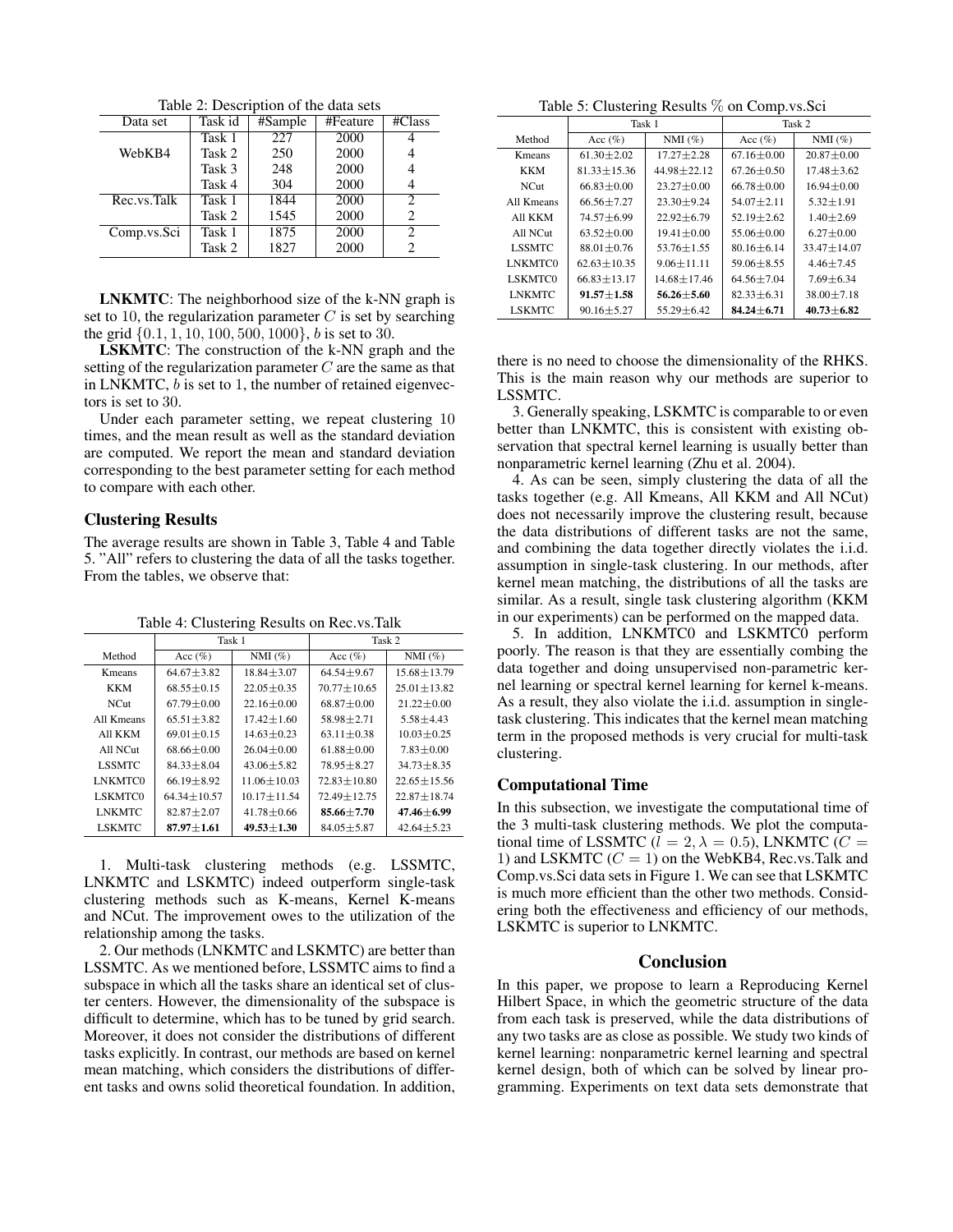Table 2: Description of the data sets

| Data set | Task id | #Sample | #Feature | #Class |
|---|---|---|---|---|
| WebKB4 | Task 1 | 227 | 2000 | 4 |
| | Task 2 | 250 | 2000 | 4 |
| | Task 3 | 248 | 2000 | 4 |
| | Task 4 | 304 | 2000 | 4 |
| Rec.vs.Talk | Task 1 | 1844 | 2000 | 2 |
| | Task 2 | 1545 | 2000 | 2 |
| Comp.vs.Sci | Task 1 | 1875 | 2000 | 2 |
| | Task 2 | 1827 | 2000 | 2 |

**LNKMTC**: The neighborhood size of the k-NN graph is set to 10, the regularization parameter $C$ is set by searching the grid $\{0.1, 1, 10, 100, 500, 1000\}$, $b$ is set to 30.

**LSKMTC**: The construction of the k-NN graph and the setting of the regularization parameter $C$ are the same as that in LNKMTC, $b$ is set to 1, the number of retained eigenvectors is set to 30.

Under each parameter setting, we repeat clustering 10 times, and the mean result as well as the standard deviation are computed. We report the mean and standard deviation corresponding to the best parameter setting for each method to compare with each other.

### Clustering Results

The average results are shown in Table 3, Table 4 and Table 5. "All" refers to clustering the data of all the tasks together. From the tables, we observe that:

Table 4: Clustering Results on Rec.vs.Talk

| | Task 1 | | Task 2 | |
|---|---|---|---|---|
| Method | Acc (%) | NMI (%) | Acc (%) | NMI (%) |
| Kmeans | 64.67±3.82 | 18.84±3.07 | 64.54±9.67 | 15.68±13.79 |
| KKM | 68.55±0.15 | 22.05±0.35 | 70.77±10.65 | 25.01±13.82 |
| NCut | 67.79±0.00 | 22.16±0.00 | 68.87±0.00 | 21.22±0.00 |
| All Kmeans | 65.51±3.82 | 17.42±1.60 | 58.98±2.71 | 5.58±4.43 |
| All KKM | 69.01±0.15 | 14.63±0.23 | 63.11±0.38 | 10.03±0.25 |
| All NCut | 68.66±0.00 | 26.04±0.00 | 61.88±0.00 | 7.83±0.00 |
| LSSMTC | 84.33±8.04 | 43.06±5.82 | 78.95±8.27 | 34.73±8.35 |
| LNKMTC0 | 66.19±8.92 | 11.06±10.03 | 72.83±10.80 | 22.65±15.56 |
| LSKMTC0 | 64.34±10.57 | 10.17±11.54 | 72.49±12.75 | 22.87±18.74 |
| LNKMTC | 82.87±2.07 | 41.78±0.66 | **85.66±7.70** | **47.46±6.99** |
| LSKMTC | **87.97±1.61** | **49.53±1.30** | 84.05±5.87 | 42.64±5.23 |

1. Multi-task clustering methods (e.g. LSSMTC, LNKMTC and LSKMTC) indeed outperform single-task clustering methods such as K-means, Kernel K-means and NCut. The improvement owes to the utilization of the relationship among the tasks.

2. Our methods (LNKMTC and LSKMTC) are better than LSSMTC. As we mentioned before, LSSMTC aims to find a subspace in which all the tasks share an identical set of cluster centers. However, the dimensionality of the subspace is difficult to determine, which has to be tuned by grid search. Moreover, it does not consider the distributions of different tasks explicitly. In contrast, our methods are based on kernel mean matching, which considers the distributions of different tasks and owns solid theoretical foundation. In addition, there is no need to choose the dimensionality of the RHKS. This is the main reason why our methods are superior to LSSMTC.

Table 5: Clustering Results % on Comp.vs.Sci

| | Task 1 | | Task 2 | |
|---|---|---|---|---|
| Method | Acc (%) | NMI (%) | Acc (%) | NMI (%) |
| Kmeans | 61.30±2.02 | 17.27±2.28 | 67.16±0.00 | 20.87±0.00 |
| KKM | 81.33±15.36 | 44.98±22.12 | 67.26±0.50 | 17.48±3.62 |
| NCut | 66.83±0.00 | 23.27±0.00 | 66.78±0.00 | 16.94±0.00 |
| All Kmeans | 66.56±7.27 | 23.30±9.24 | 54.07±2.11 | 5.32±1.91 |
| All KKM | 74.57±6.99 | 22.92±6.79 | 52.19±2.62 | 1.40±2.69 |
| All NCut | 63.52±0.00 | 19.41±0.00 | 55.06±0.00 | 6.27±0.00 |
| LSSMTC | 88.01±0.76 | 53.76±1.55 | 80.16±6.14 | 33.47±14.07 |
| LNKMTC0 | 62.63±10.35 | 9.06±11.11 | 59.06±8.55 | 4.46±7.45 |
| LSKMTC0 | 66.83±13.17 | 14.68±17.46 | 64.56±7.04 | 7.69±6.34 |
| LNKMTC | **91.57±1.58** | **56.26±5.60** | 82.33±6.31 | 38.00±7.18 |
| LSKMTC | 90.16±5.27 | 55.29±6.42 | **84.24±6.71** | **40.73±6.82** |

3. Generally speaking, LSKMTC is comparable to or even better than LNKMTC, this is consistent with existing observation that spectral kernel learning is usually better than nonparametric kernel learning (Zhu et al. 2004).

4. As can be seen, simply clustering the data of all the tasks together (e.g. All Kmeans, All KKM and All NCut) does not necessarily improve the clustering result, because the data distributions of different tasks are not the same, and combining the data together directly violates the i.i.d. assumption in single-task clustering. In our methods, after kernel mean matching, the distributions of all the tasks are similar. As a result, single task clustering algorithm (KKM in our experiments) can be performed on the mapped data.

5. In addition, LNKMTC0 and LSKMTC0 perform poorly. The reason is that they are essentially combing the data together and doing unsupervised non-parametric kernel learning or spectral kernel learning for kernel k-means. As a result, they also violate the i.i.d. assumption in single-task clustering. This indicates that the kernel mean matching term in the proposed methods is very crucial for multi-task clustering.

### Computational Time

In this subsection, we investigate the computational time of the 3 multi-task clustering methods. We plot the computational time of LSSMTC ($l = 2, \lambda = 0.5$), LNKMTC ($C = 1$) and LSKMTC ($C = 1$) on the WebKB4, Rec.vs.Talk and Comp.vs.Sci data sets in Figure 1. We can see that LSKMTC is much more efficient than the other two methods. Considering both the effectiveness and efficiency of our methods, LSKMTC is superior to LNKMTC.

## Conclusion

In this paper, we propose to learn a Reproducing Kernel Hilbert Space, in which the geometric structure of the data from each task is preserved, while the data distributions of any two tasks are as close as possible. We study two kinds of kernel learning: nonparametric kernel learning and spectral kernel design, both of which can be solved by linear programming. Experiments on text data sets demonstrate that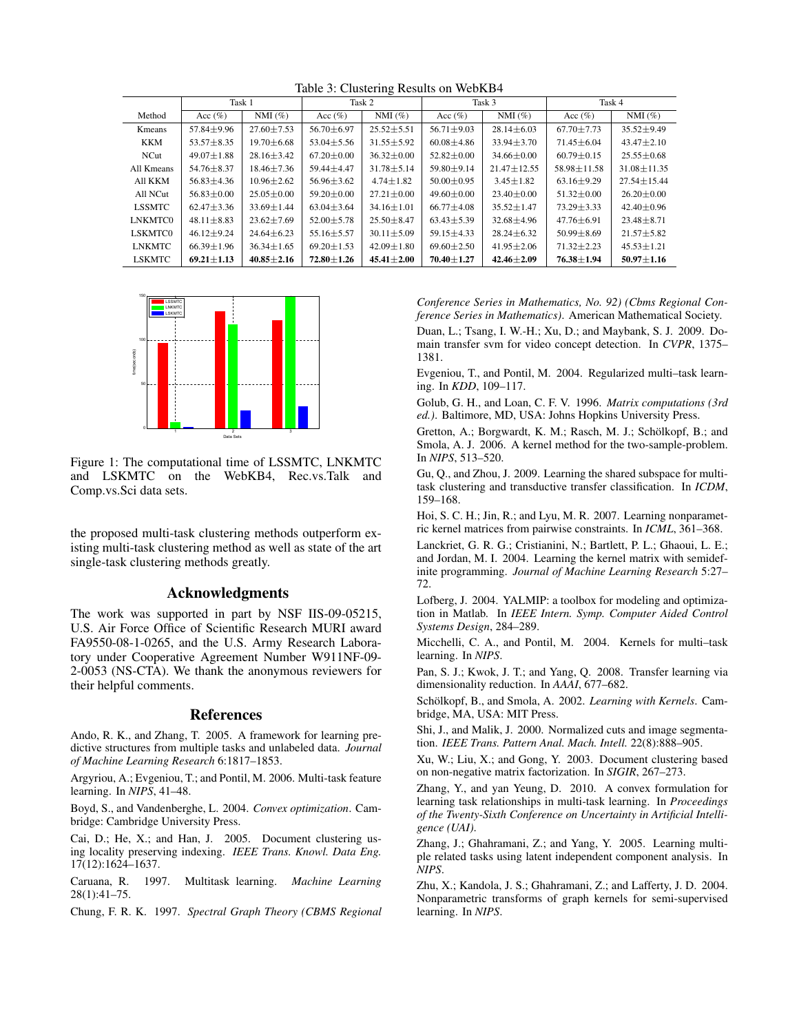Table 3: Clustering Results on WebKB4

| | Task 1 | | Task 2 | | Task 3 | | Task 4 | |
|---|---|---|---|---|---|---|---|---|
| Method | Acc (%) | NMI (%) | Acc (%) | NMI (%) | Acc (%) | NMI (%) | Acc (%) | NMI (%) |
| Kmeans | 57.84±9.96 | 27.60±7.53 | 56.70±6.97 | 25.52±5.51 | 56.71±9.03 | 28.14±6.03 | 67.70±7.73 | 35.52±9.49 |
| KKM | 53.57±8.35 | 19.70±6.68 | 53.04±5.56 | 31.55±5.92 | 60.08±4.86 | 33.94±3.70 | 71.45±6.04 | 43.47±2.10 |
| NCut | 49.07±1.88 | 28.16±3.42 | 67.20±0.00 | 36.32±0.00 | 52.82±0.00 | 34.66±0.00 | 60.79±0.15 | 25.55±0.68 |
| All Kmeans | 54.76±8.37 | 18.46±7.36 | 59.44±4.47 | 31.78±5.14 | 59.80±9.14 | 21.47±12.55 | 58.98±11.58 | 31.08±11.35 |
| All KKM | 56.83±4.36 | 10.96±2.62 | 56.96±3.62 | 4.74±1.82 | 50.00±0.95 | 3.45±1.82 | 63.16±9.29 | 27.54±15.44 |
| All NCut | 56.83±0.00 | 25.05±0.00 | 59.20±0.00 | 27.21±0.00 | 49.60±0.00 | 23.40±0.00 | 51.32±0.00 | 26.20±0.00 |
| LSSMTC | 62.47±3.36 | 33.69±1.44 | 63.04±3.64 | 34.16±1.01 | 66.77±4.08 | 35.52±1.47 | 73.29±3.33 | 42.40±0.96 |
| LNKMTC0 | 48.11±8.83 | 23.62±7.69 | 52.00±5.78 | 25.50±8.47 | 63.43±5.39 | 32.68±4.96 | 47.76±6.91 | 23.48±8.71 |
| LSKMTC0 | 46.12±9.24 | 24.64±6.23 | 55.16±5.57 | 30.11±5.09 | 59.15±4.33 | 28.24±6.32 | 50.99±8.69 | 21.57±5.82 |
| LNKMTC | 66.39±1.96 | 36.34±1.65 | 69.20±1.53 | 42.09±1.80 | 69.60±2.50 | 41.95±2.06 | 71.32±2.23 | 45.53±1.21 |
| LSKMTC | **69.21±1.13** | **40.85±2.16** | **72.80±1.26** | **45.41±2.00** | **70.40±1.27** | **42.46±2.09** | **76.38±1.94** | **50.97±1.16** |

150
100
50
0
time(seconds)
LSSMTC
LNKMTC
LSKMTC
1
2
3
Data Sets

Figure 1: The computational time of LSSMTC, LNKMTC and LSKMTC on the WebKB4, Rec.vs.Talk and Comp.vs.Sci data sets.

the proposed multi-task clustering methods outperform existing multi-task clustering method as well as state of the art single-task clustering methods greatly.

## Acknowledgments

The work was supported in part by NSF IIS-09-05215, U.S. Air Force Office of Scientific Research MURI award FA9550-08-1-0265, and the U.S. Army Research Laboratory under Cooperative Agreement Number W911NF-09-2-0053 (NS-CTA). We thank the anonymous reviewers for their helpful comments.

## References

Ando, R. K., and Zhang, T. 2005. A framework for learning predictive structures from multiple tasks and unlabeled data. *Journal of Machine Learning Research* 6:1817–1853.

Argyriou, A.; Evgeniou, T.; and Pontil, M. 2006. Multi-task feature learning. In *NIPS*, 41–48.

Boyd, S., and Vandenberghe, L. 2004. *Convex optimization*. Cambridge: Cambridge University Press.

Cai, D.; He, X.; and Han, J. 2005. Document clustering using locality preserving indexing. *IEEE Trans. Knowl. Data Eng.* 17(12):1624–1637.

Caruana, R. 1997. Multitask learning. *Machine Learning* 28(1):41–75.

Chung, F. R. K. 1997. *Spectral Graph Theory (CBMS Regional Conference Series in Mathematics, No. 92) (Cbms Regional Conference Series in Mathematics)*. American Mathematical Society.

Duan, L.; Tsang, I. W.-H.; Xu, D.; and Maybank, S. J. 2009. Domain transfer svm for video concept detection. In *CVPR*, 1375–1381.

Evgeniou, T., and Pontil, M. 2004. Regularized multi–task learning. In *KDD*, 109–117.

Golub, G. H., and Loan, C. F. V. 1996. *Matrix computations (3rd ed.)*. Baltimore, MD, USA: Johns Hopkins University Press.

Gretton, A.; Borgwardt, K. M.; Rasch, M. J.; Schölkopf, B.; and Smola, A. J. 2006. A kernel method for the two-sample-problem. In *NIPS*, 513–520.

Gu, Q., and Zhou, J. 2009. Learning the shared subspace for multi-task clustering and transductive transfer classification. In *ICDM*, 159–168.

Hoi, S. C. H.; Jin, R.; and Lyu, M. R. 2007. Learning nonparametric kernel matrices from pairwise constraints. In *ICML*, 361–368.

Lanckriet, G. R. G.; Cristianini, N.; Bartlett, P. L.; Ghaoui, L. E.; and Jordan, M. I. 2004. Learning the kernel matrix with semidefinite programming. *Journal of Machine Learning Research* 5:27–72.

Lofberg, J. 2004. YALMIP: a toolbox for modeling and optimization in Matlab. In *IEEE Intern. Symp. Computer Aided Control Systems Design*, 284–289.

Micchelli, C. A., and Pontil, M. 2004. Kernels for multi–task learning. In *NIPS*.

Pan, S. J.; Kwok, J. T.; and Yang, Q. 2008. Transfer learning via dimensionality reduction. In *AAAI*, 677–682.

Schölkopf, B., and Smola, A. 2002. *Learning with Kernels*. Cambridge, MA, USA: MIT Press.

Shi, J., and Malik, J. 2000. Normalized cuts and image segmentation. *IEEE Trans. Pattern Anal. Mach. Intell.* 22(8):888–905.

Xu, W.; Liu, X.; and Gong, Y. 2003. Document clustering based on non-negative matrix factorization. In *SIGIR*, 267–273.

Zhang, Y., and yan Yeung, D. 2010. A convex formulation for learning task relationships in multi-task learning. In *Proceedings of the Twenty-Sixth Conference on Uncertainty in Artificial Intelligence (UAI)*.

Zhang, J.; Ghahramani, Z.; and Yang, Y. 2005. Learning multiple related tasks using latent independent component analysis. In *NIPS*.

Zhu, X.; Kandola, J. S.; Ghahramani, Z.; and Lafferty, J. D. 2004. Nonparametric transforms of graph kernels for semi-supervised learning. In *NIPS*.